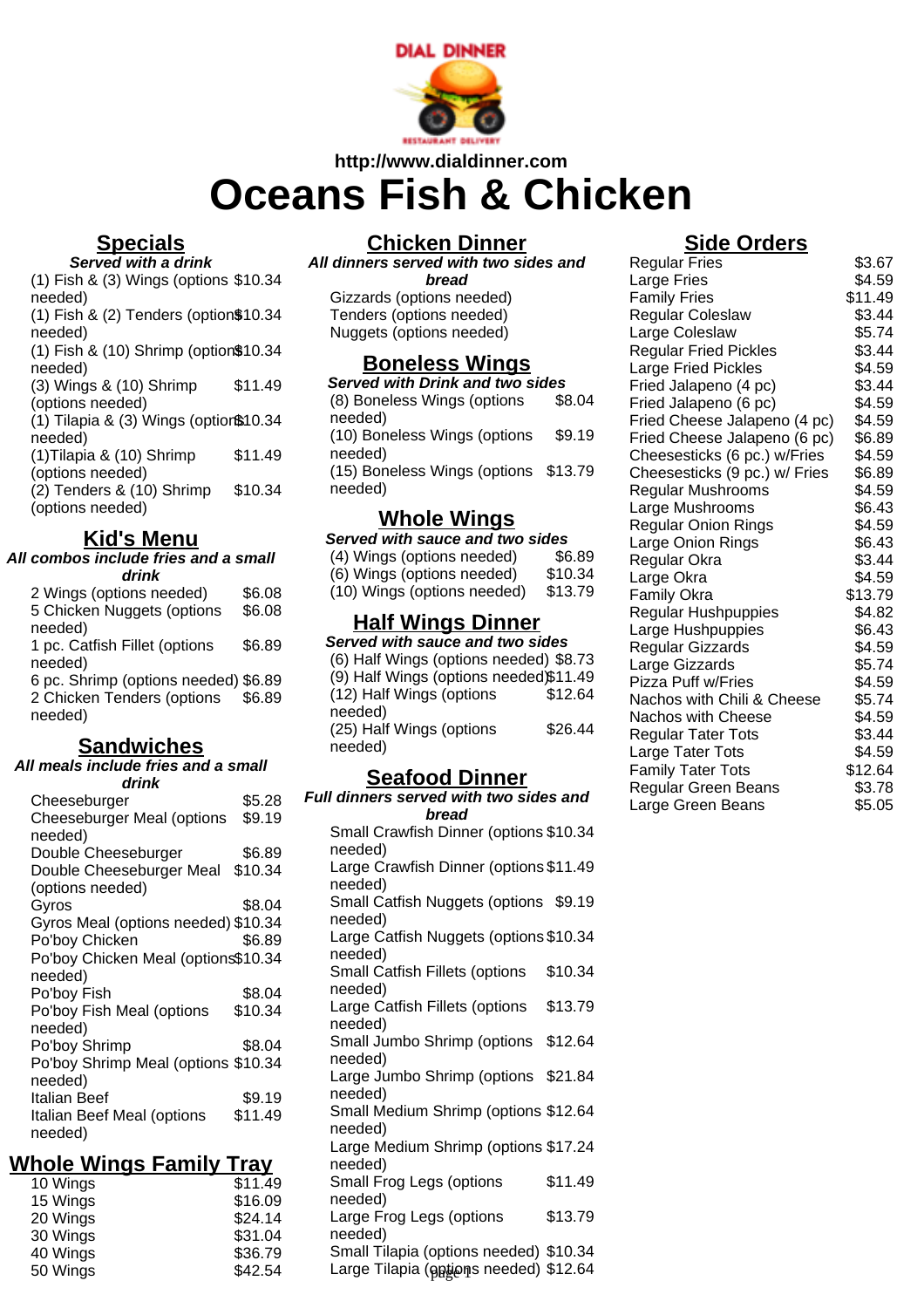DIAL DINNER

http://www.dialdinner.com

# Oceans Fish & Chicken

## Specials

***Served with a drink***

| Item | Price |
| --- | --- |
| (1) Fish & (3) Wings (options needed) | $10.34 |
| (1) Fish & (2) Tenders (options needed) | $10.34 |
| (1) Fish & (10) Shrimp (options needed) | $10.34 |
| (3) Wings & (10) Shrimp (options needed) | $11.49 |
| (1) Tilapia & (3) Wings (options needed) | $10.34 |
| (1)Tilapia & (10) Shrimp (options needed) | $11.49 |
| (2) Tenders & (10) Shrimp (options needed) | $10.34 |

## Kid's Menu

***All combos include fries and a small drink***

| Item | Price |
| --- | --- |
| 2 Wings (options needed) | $6.08 |
| 5 Chicken Nuggets (options needed) | $6.08 |
| 1 pc. Catfish Fillet (options needed) | $6.89 |
| 6 pc. Shrimp (options needed) | $6.89 |
| 2 Chicken Tenders (options needed) | $6.89 |

## Sandwiches

***All meals include fries and a small drink***

| Item | Price |
| --- | --- |
| Cheeseburger | $5.28 |
| Cheeseburger Meal (options needed) | $9.19 |
| Double Cheeseburger | $6.89 |
| Double Cheeseburger Meal (options needed) | $10.34 |
| Gyros | $8.04 |
| Gyros Meal (options needed) | $10.34 |
| Po'boy Chicken | $6.89 |
| Po'boy Chicken Meal (options needed) | $10.34 |
| Po'boy Fish | $8.04 |
| Po'boy Fish Meal (options needed) | $10.34 |
| Po'boy Shrimp | $8.04 |
| Po'boy Shrimp Meal (options needed) | $10.34 |
| Italian Beef | $9.19 |
| Italian Beef Meal (options needed) | $11.49 |

## Whole Wings Family Tray

| Item | Price |
| --- | --- |
| 10 Wings | $11.49 |
| 15 Wings | $16.09 |
| 20 Wings | $24.14 |
| 30 Wings | $31.04 |
| 40 Wings | $36.79 |
| 50 Wings | $42.54 |

## Chicken Dinner

***All dinners served with two sides and bread***

- Gizzards (options needed)
- Tenders (options needed)
- Nuggets (options needed)

## Boneless Wings

***Served with Drink and two sides***

| Item | Price |
| --- | --- |
| (8) Boneless Wings (options needed) | $8.04 |
| (10) Boneless Wings (options needed) | $9.19 |
| (15) Boneless Wings (options needed) | $13.79 |

## Whole Wings

***Served with sauce and two sides***

| Item | Price |
| --- | --- |
| (4) Wings (options needed) | $6.89 |
| (6) Wings (options needed) | $10.34 |
| (10) Wings (options needed) | $13.79 |

## Half Wings Dinner

***Served with sauce and two sides***

| Item | Price |
| --- | --- |
| (6) Half Wings (options needed) | $8.73 |
| (9) Half Wings (options needed) | $11.49 |
| (12) Half Wings (options needed) | $12.64 |
| (25) Half Wings (options needed) | $26.44 |

## Seafood Dinner

***Full dinners served with two sides and bread***

| Item | Price |
| --- | --- |
| Small Crawfish Dinner (options needed) | $10.34 |
| Large Crawfish Dinner (options needed) | $11.49 |
| Small Catfish Nuggets (options needed) | $9.19 |
| Large Catfish Nuggets (options needed) | $10.34 |
| Small Catfish Fillets (options needed) | $10.34 |
| Large Catfish Fillets (options needed) | $13.79 |
| Small Jumbo Shrimp (options needed) | $12.64 |
| Large Jumbo Shrimp (options needed) | $21.84 |
| Small Medium Shrimp (options needed) | $12.64 |
| Large Medium Shrimp (options needed) | $17.24 |
| Small Frog Legs (options needed) | $11.49 |
| Large Frog Legs (options needed) | $13.79 |
| Small Tilapia (options needed) | $10.34 |
| Large Tilapia (options needed) | $12.64 |

## Side Orders

| Item | Price |
| --- | --- |
| Regular Fries | $3.67 |
| Large Fries | $4.59 |
| Family Fries | $11.49 |
| Regular Coleslaw | $3.44 |
| Large Coleslaw | $5.74 |
| Regular Fried Pickles | $3.44 |
| Large Fried Pickles | $4.59 |
| Fried Jalapeno (4 pc) | $3.44 |
| Fried Jalapeno (6 pc) | $4.59 |
| Fried Cheese Jalapeno (4 pc) | $4.59 |
| Fried Cheese Jalapeno (6 pc) | $6.89 |
| Cheesesticks (6 pc.) w/Fries | $4.59 |
| Cheesesticks (9 pc.) w/ Fries | $6.89 |
| Regular Mushrooms | $4.59 |
| Large Mushrooms | $6.43 |
| Regular Onion Rings | $4.59 |
| Large Onion Rings | $6.43 |
| Regular Okra | $3.44 |
| Large Okra | $4.59 |
| Family Okra | $13.79 |
| Regular Hushpuppies | $4.82 |
| Large Hushpuppies | $6.43 |
| Regular Gizzards | $4.59 |
| Large Gizzards | $5.74 |
| Pizza Puff w/Fries | $4.59 |
| Nachos with Chili & Cheese | $5.74 |
| Nachos with Cheese | $4.59 |
| Regular Tater Tots | $3.44 |
| Large Tater Tots | $4.59 |
| Family Tater Tots | $12.64 |
| Regular Green Beans | $3.78 |
| Large Green Beans | $5.05 |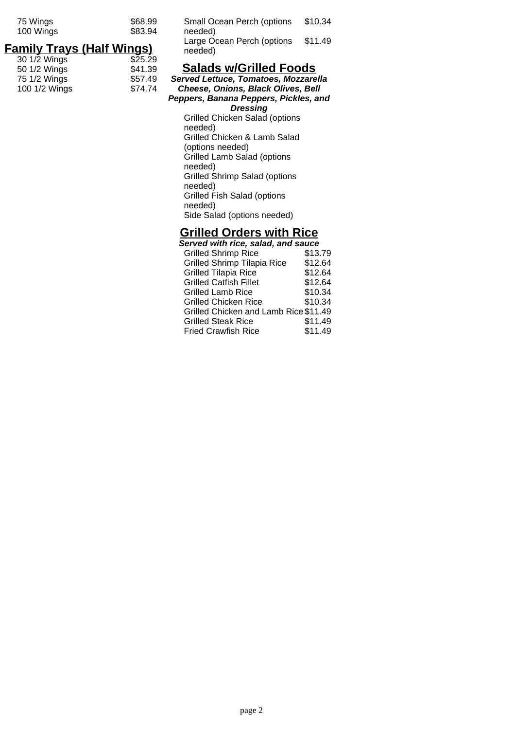| | |
|---|---|
| 75 Wings | $68.99 |
| 100 Wings | $83.94 |

## Family Trays (Half Wings)

| | |
|---|---|
| 30 1/2 Wings | $25.29 |
| 50 1/2 Wings | $41.39 |
| 75 1/2 Wings | $57.49 |
| 100 1/2 Wings | $74.74 |

| | |
|---|---|
| Small Ocean Perch (options needed) | $10.34 |
| Large Ocean Perch (options needed) | $11.49 |

## Salads w/Grilled Foods

***Served Lettuce, Tomatoes, Mozzarella Cheese, Onions, Black Olives, Bell Peppers, Banana Peppers, Pickles, and Dressing***

Grilled Chicken Salad (options needed)
Grilled Chicken & Lamb Salad (options needed)
Grilled Lamb Salad (options needed)
Grilled Shrimp Salad (options needed)
Grilled Fish Salad (options needed)
Side Salad (options needed)

## Grilled Orders with Rice

***Served with rice, salad, and sauce***

| | |
|---|---|
| Grilled Shrimp Rice | $13.79 |
| Grilled Shrimp Tilapia Rice | $12.64 |
| Grilled Tilapia Rice | $12.64 |
| Grilled Catfish Fillet | $12.64 |
| Grilled Lamb Rice | $10.34 |
| Grilled Chicken Rice | $10.34 |
| Grilled Chicken and Lamb Rice | $11.49 |
| Grilled Steak Rice | $11.49 |
| Fried Crawfish Rice | $11.49 |